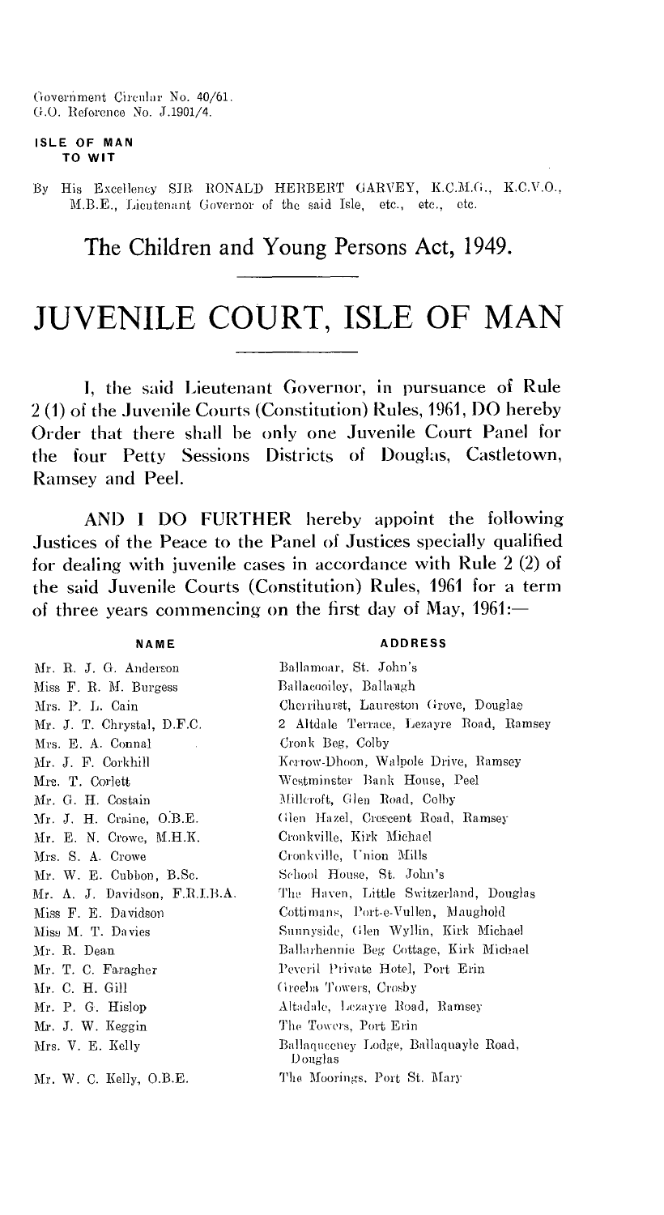Government Circular No. 40/61.
G.O. Reference No. J.1901/4.

**ISLE OF MAN**
**TO WIT**

By His Excellency SIR RONALD HERBERT GARVEY, K.C.M.G., K.C.V.O., M.B.E., Lieutenant Governor of the said Isle, etc., etc., etc.

## The Children and Young Persons Act, 1949.

# JUVENILE COURT, ISLE OF MAN

I, the said Lieutenant Governor, in pursuance of Rule 2 (1) of the Juvenile Courts (Constitution) Rules, 1961, DO hereby Order that there shall be only one Juvenile Court Panel for the four Petty Sessions Districts of Douglas, Castletown, Ramsey and Peel.

AND I DO FURTHER hereby appoint the following Justices of the Peace to the Panel of Justices specially qualified for dealing with juvenile cases in accordance with Rule 2 (2) of the said Juvenile Courts (Constitution) Rules, 1961 for a term of three years commencing on the first day of May, 1961:—

| NAME | ADDRESS |
|---|---|
| Mr. R. J. G. Anderson | Ballamoar, St. John's |
| Miss F. R. M. Burgess | Ballacooiley, Ballaugh |
| Mrs. P. L. Cain | Cherrihurst, Laureston Grove, Douglas |
| Mr. J. T. Chrystal, D.F.C. | 2 Altdale Terrace, Lezayre Road, Ramsey |
| Mrs. E. A. Connal | Cronk Beg, Colby |
| Mr. J. F. Corkhill | Kerrow-Dhoon, Walpole Drive, Ramsey |
| Mrs. T. Corlett | Westminster Bank House, Peel |
| Mr. G. H. Costain | Millcroft, Glen Road, Colby |
| Mr. J. H. Craine, O.B.E. | Glen Hazel, Crescent Road, Ramsey |
| Mr. E. N. Crowe, M.H.K. | Cronkville, Kirk Michael |
| Mrs. S. A. Crowe | Cronkville, Union Mills |
| Mr. W. E. Cubbon, B.Sc. | School House, St. John's |
| Mr. A. J. Davidson, F.R.I.B.A. | The Haven, Little Switzerland, Douglas |
| Miss F. E. Davidson | Cottimans, Port-e-Vullen, Maughold |
| Miss M. T. Davies | Sunnyside, Glen Wyllin, Kirk Michael |
| Mr. R. Dean | Ballarhennie Beg Cottage, Kirk Michael |
| Mr. T. C. Faragher | Peveril Private Hotel, Port Erin |
| Mr. C. H. Gill | Greeba Towers, Crosby |
| Mr. P. G. Hislop | Altadale, Lezayre Road, Ramsey |
| Mr. J. W. Keggin | The Towers, Port Erin |
| Mrs. V. E. Kelly | Ballaqueeney Lodge, Ballaquayle Road, Douglas |
| Mr. W. C. Kelly, O.B.E. | The Moorings, Port St. Mary |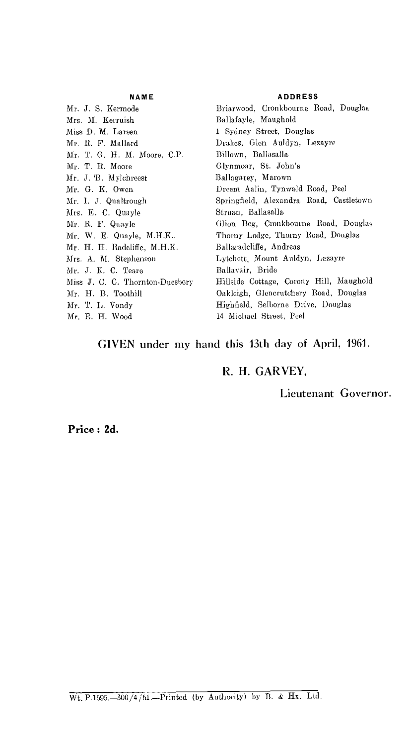| NAME | ADDRESS |
| --- | --- |
| Mr. J. S. Kermode | Briarwood, Cronkbourne Road, Douglas |
| Mrs. M. Kerruish | Ballafayle, Maughold |
| Miss D. M. Larsen | 1 Sydney Street, Douglas |
| Mr. R. F. Mallard | Drakes, Glen Auldyn, Lezayre |
| Mr. T. G. H. M. Moore, C.P. | Billown, Ballasalla |
| Mr. T. R. Moore | Glynmoar, St. John's |
| Mr. J. B. Mylchreest | Ballagarey, Marown |
| Mr. G. K. Owen | Dreem Aalin, Tynwald Road, Peel |
| Mr. I. J. Qualtrough | Springfield, Alexandra Road, Castletown |
| Mrs. E. C. Quayle | Struan, Ballasalla |
| Mr. R. F. Quayle | Glion Beg, Cronkbourne Road, Douglas |
| Mr. W. E. Quayle, M.H.K. | Thorny Lodge, Thorny Road, Douglas |
| Mr. H. H. Radcliffe, M.H.K. | Ballaradcliffe, Andreas |
| Mrs. A. M. Stephenson | Lytchett, Mount Auldyn, Lezayre |
| Mr. J. K. C. Teare | Ballavair, Bride |
| Miss J. C. C. Thornton-Duesbery | Hillside Cottage, Corony Hill, Maughold |
| Mr. H. B. Toothill | Oakleigh, Glencrutchery Road, Douglas |
| Mr. T. L. Vondy | Highfield, Selborne Drive, Douglas |
| Mr. E. H. Wood | 14 Michael Street, Peel |

GIVEN under my hand this 13th day of April, 1961.

R. H. GARVEY,

Lieutenant Governor.

**Price : 2d.**

Wt. P.1695.—300/4/61.—Printed (by Authority) by B. & Hx. Ltd.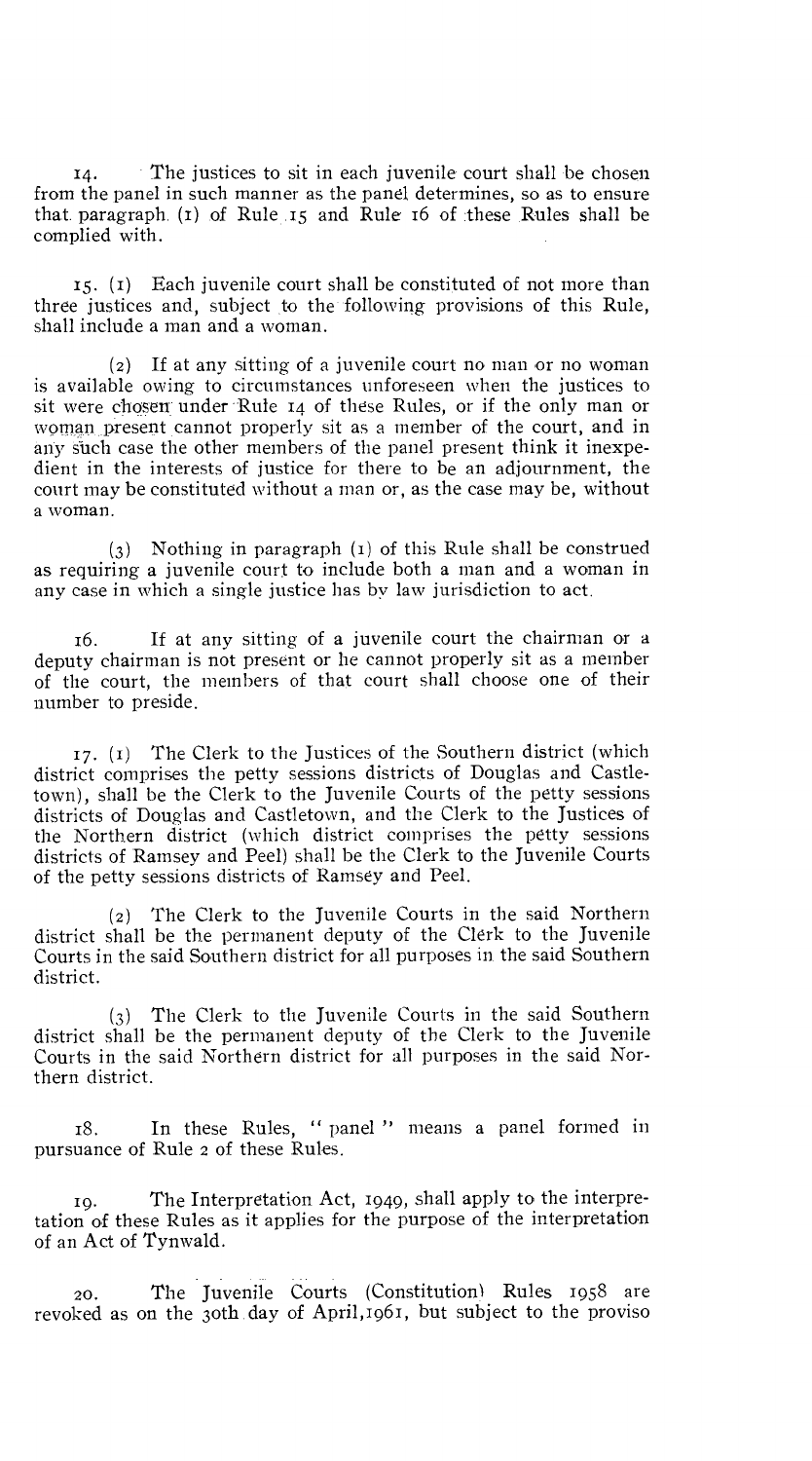14. The justices to sit in each juvenile court shall be chosen from the panel in such manner as the panel determines, so as to ensure that paragraph (1) of Rule 15 and Rule 16 of these Rules shall be complied with.

15. (1) Each juvenile court shall be constituted of not more than three justices and, subject to the following provisions of this Rule, shall include a man and a woman.

(2) If at any sitting of a juvenile court no man or no woman is available owing to circumstances unforeseen when the justices to sit were chosen under Rule 14 of these Rules, or if the only man or woman present cannot properly sit as a member of the court, and in any such case the other members of the panel present think it inexpedient in the interests of justice for there to be an adjournment, the court may be constituted without a man or, as the case may be, without a woman.

(3) Nothing in paragraph (1) of this Rule shall be construed as requiring a juvenile court to include both a man and a woman in any case in which a single justice has by law jurisdiction to act.

16. If at any sitting of a juvenile court the chairman or a deputy chairman is not present or he cannot properly sit as a member of the court, the members of that court shall choose one of their number to preside.

17. (1) The Clerk to the Justices of the Southern district (which district comprises the petty sessions districts of Douglas and Castletown), shall be the Clerk to the Juvenile Courts of the petty sessions districts of Douglas and Castletown, and the Clerk to the Justices of the Northern district (which district comprises the petty sessions districts of Ramsey and Peel) shall be the Clerk to the Juvenile Courts of the petty sessions districts of Ramsey and Peel.

(2) The Clerk to the Juvenile Courts in the said Northern district shall be the permanent deputy of the Clerk to the Juvenile Courts in the said Southern district for all purposes in the said Southern district.

(3) The Clerk to the Juvenile Courts in the said Southern district shall be the permanent deputy of the Clerk to the Juvenile Courts in the said Northern district for all purposes in the said Northern district.

18. In these Rules, " panel " means a panel formed in pursuance of Rule 2 of these Rules.

19. The Interpretation Act, 1949, shall apply to the interpretation of these Rules as it applies for the purpose of the interpretation of an Act of Tynwald.

20. The Juvenile Courts (Constitution) Rules 1958 are revoked as on the 30th day of April, 1961, but subject to the proviso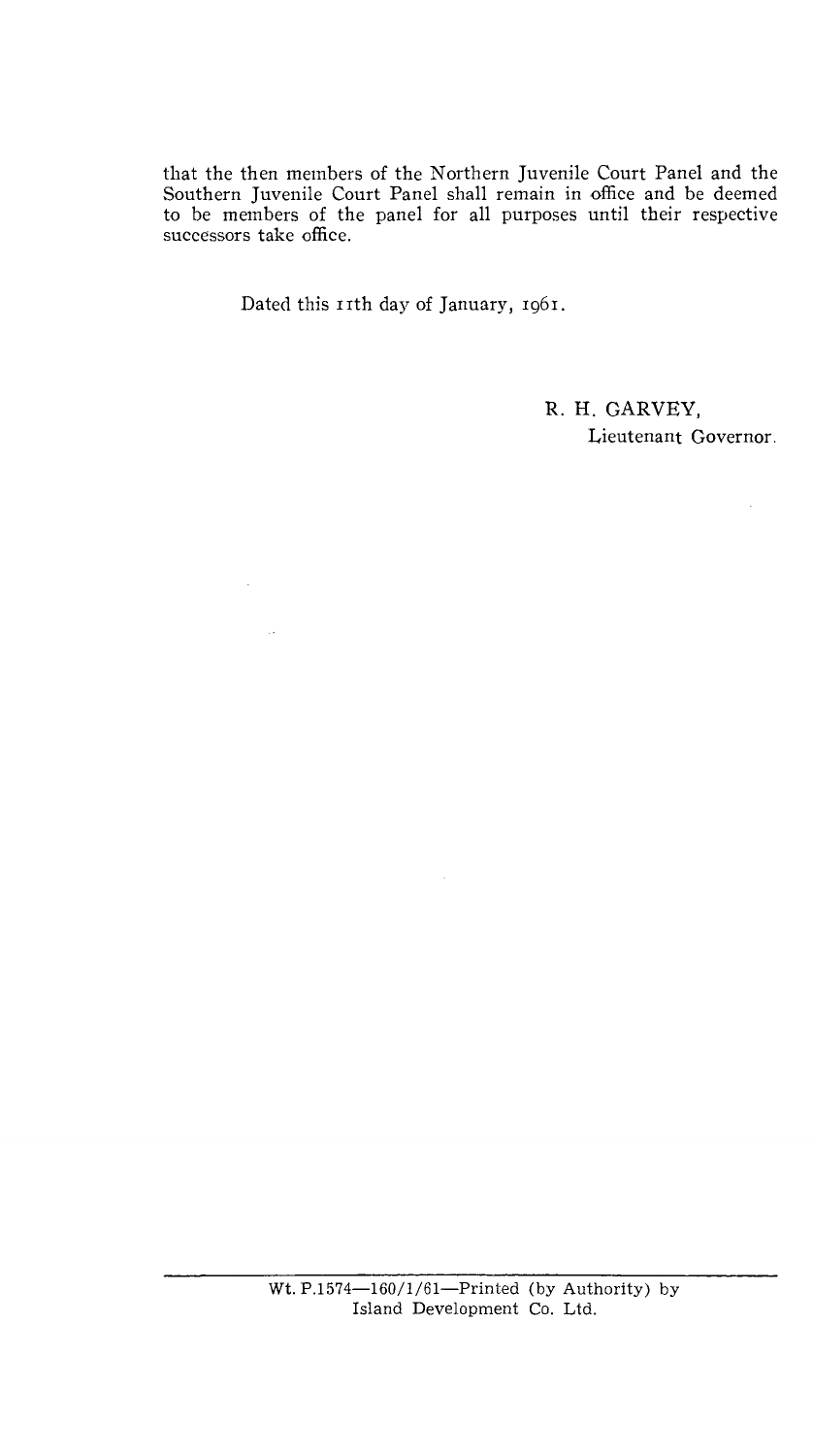that the then members of the Northern Juvenile Court Panel and the Southern Juvenile Court Panel shall remain in office and be deemed to be members of the panel for all purposes until their respective successors take office.

Dated this 11th day of January, 1961.

R. H. GARVEY,
Lieutenant Governor.

Wt. P.1574—160/1/61—Printed (by Authority) by
Island Development Co. Ltd.